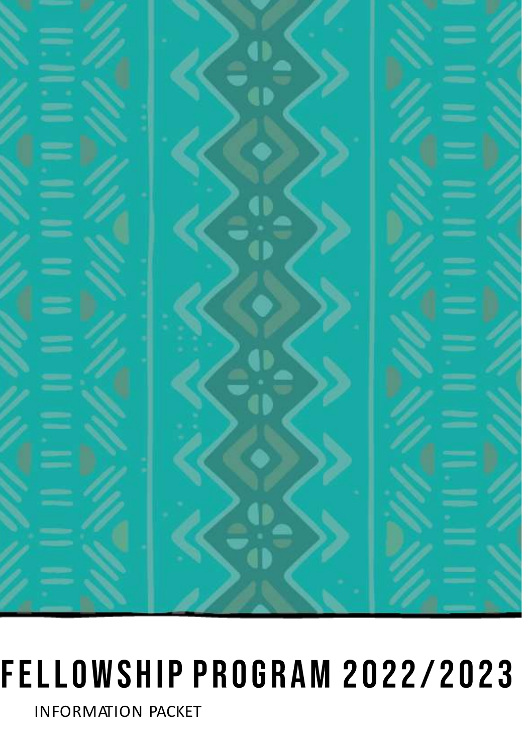# FELLOWSHIP PROGRAM 2022/2023

INFORMATION PACKET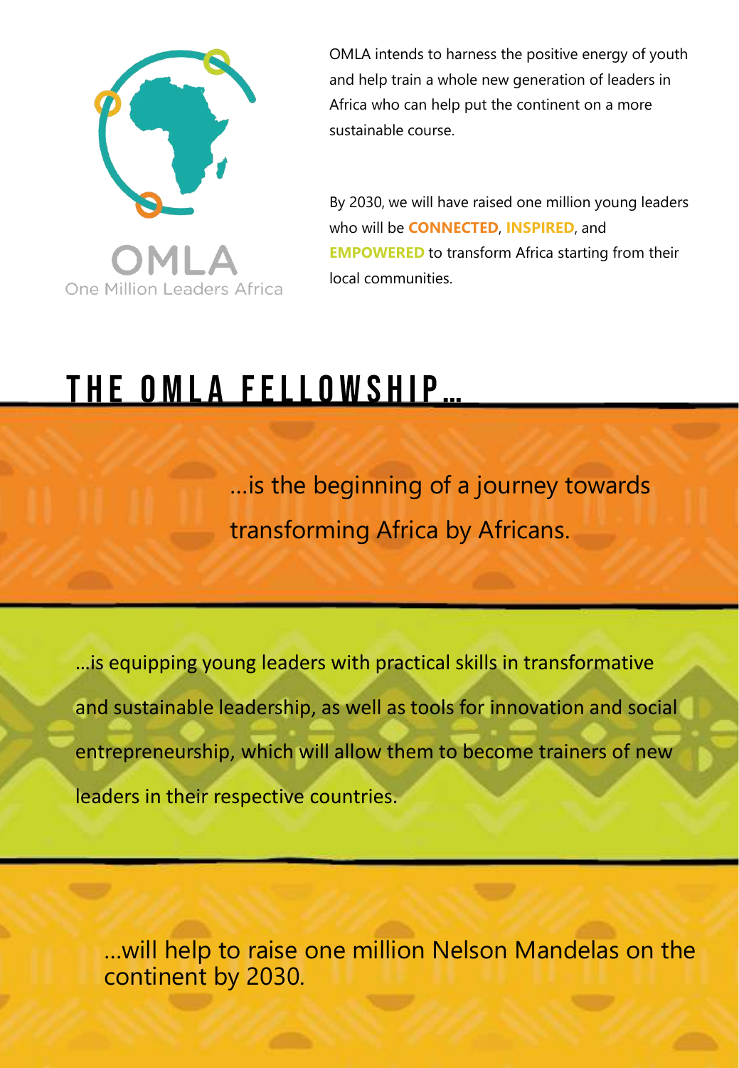OMLA
One Million Leaders Africa

OMLA intends to harness the positive energy of youth and help train a whole new generation of leaders in Africa who can help put the continent on a more sustainable course.

By 2030, we will have raised one million young leaders who will be **CONNECTED**, **INSPIRED**, and **EMPOWERED** to transform Africa starting from their local communities.

# THE OMLA FELLOWSHIP...

...is the beginning of a journey towards transforming Africa by Africans.

...is equipping young leaders with practical skills in transformative and sustainable leadership, as well as tools for innovation and social entrepreneurship, which will allow them to become trainers of new leaders in their respective countries.

...will help to raise one million Nelson Mandelas on the continent by 2030.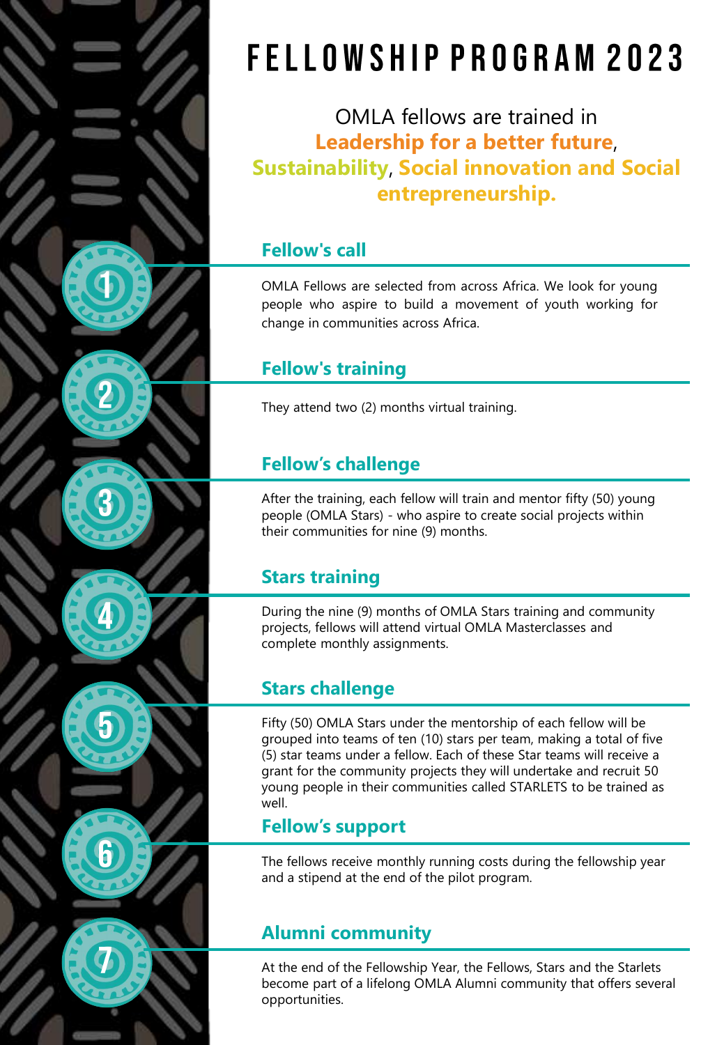# FELLOWSHIP PROGRAM 2023

OMLA fellows are trained in **Leadership for a better future**, **Sustainability**, **Social innovation and Social entrepreneurship.**

## 1 Fellow's call

OMLA Fellows are selected from across Africa. We look for young people who aspire to build a movement of youth working for change in communities across Africa.

## 2 Fellow's training

They attend two (2) months virtual training.

## 3 Fellow's challenge

After the training, each fellow will train and mentor fifty (50) young people (OMLA Stars) - who aspire to create social projects within their communities for nine (9) months.

## 4 Stars training

During the nine (9) months of OMLA Stars training and community projects, fellows will attend virtual OMLA Masterclasses and complete monthly assignments.

## 5 Stars challenge

Fifty (50) OMLA Stars under the mentorship of each fellow will be grouped into teams of ten (10) stars per team, making a total of five (5) star teams under a fellow. Each of these Star teams will receive a grant for the community projects they will undertake and recruit 50 young people in their communities called STARLETS to be trained as well.

## 6 Fellow's support

The fellows receive monthly running costs during the fellowship year and a stipend at the end of the pilot program.

## 7 Alumni community

At the end of the Fellowship Year, the Fellows, Stars and the Starlets become part of a lifelong OMLA Alumni community that offers several opportunities.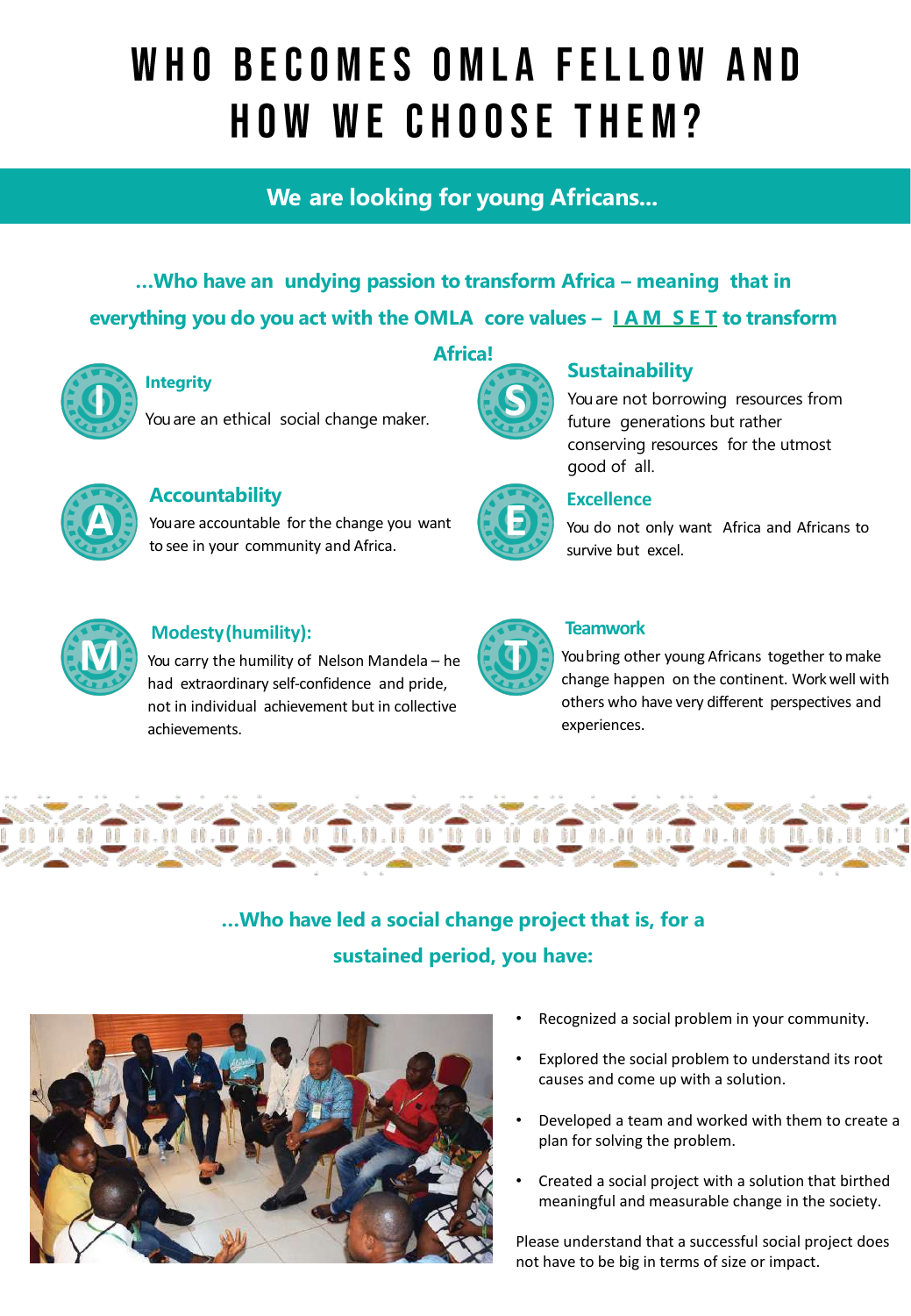# WHO BECOMES OMLA FELLOW AND HOW WE CHOOSE THEM?

## We are looking for young Africans...

### ...Who have an undying passion to transform Africa – meaning that in everything you do you act with the OMLA core values – I A M S E T to transform Africa!

**Integrity**

You are an ethical social change maker.

**Accountability**

You are accountable for the change you want to see in your community and Africa.

**Modesty (humility):**

You carry the humility of Nelson Mandela – he had extraordinary self-confidence and pride, not in individual achievement but in collective achievements.

**Sustainability**

You are not borrowing resources from future generations but rather conserving resources for the utmost good of all.

**Excellence**

You do not only want Africa and Africans to survive but excel.

**Teamwork**

You bring other young Africans together to make change happen on the continent. Work well with others who have very different perspectives and experiences.

### ...Who have led a social change project that is, for a sustained period, you have:

- Recognized a social problem in your community.
- Explored the social problem to understand its root causes and come up with a solution.
- Developed a team and worked with them to create a plan for solving the problem.
- Created a social project with a solution that birthed meaningful and measurable change in the society.

Please understand that a successful social project does not have to be big in terms of size or impact.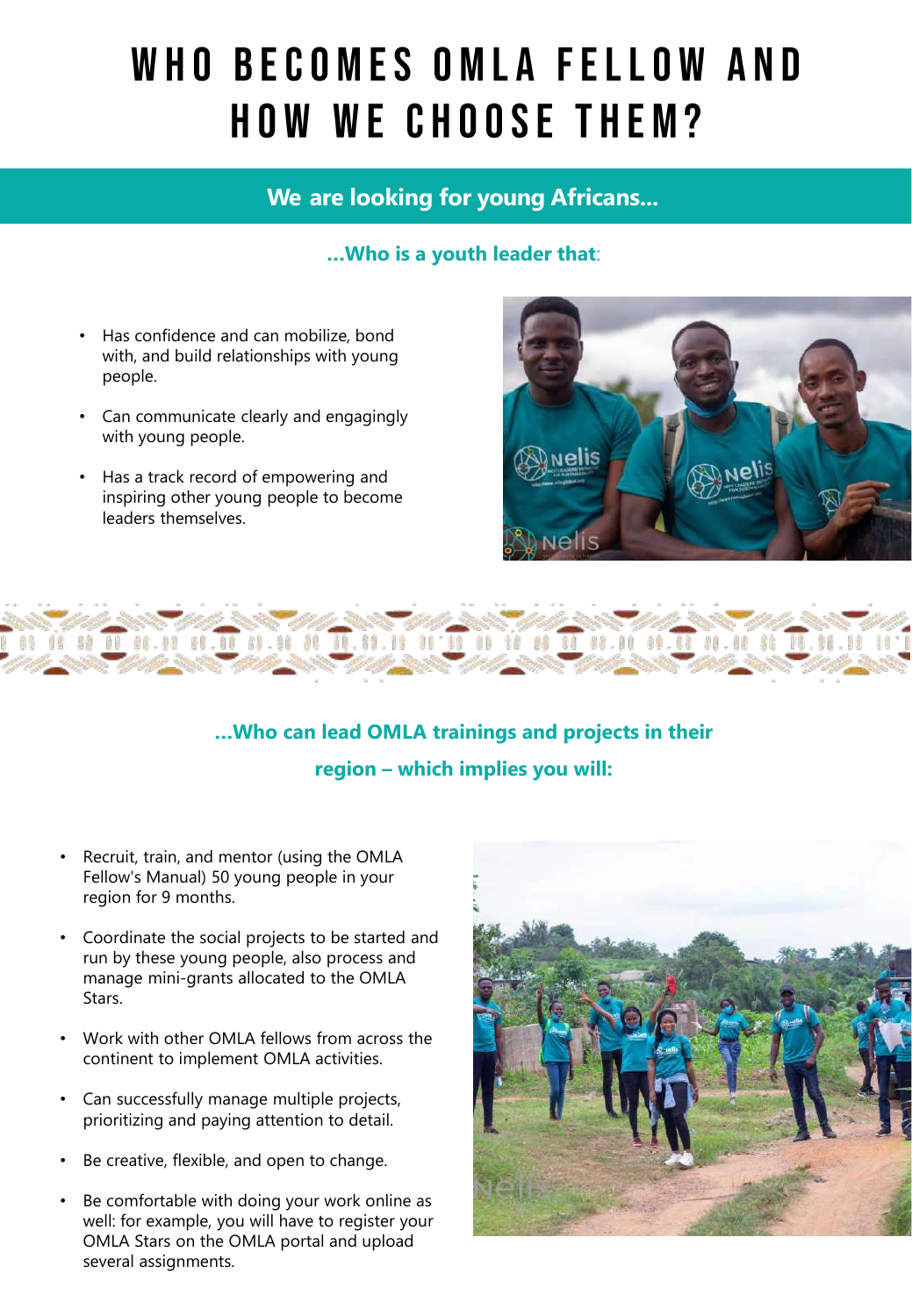# WHO BECOMES OMLA FELLOW AND HOW WE CHOOSE THEM?

## We are looking for young Africans...

### ...Who is a youth leader that:

- Has confidence and can mobilize, bond with, and build relationships with young people.
- Can communicate clearly and engagingly with young people.
- Has a track record of empowering and inspiring other young people to become leaders themselves.

### ...Who can lead OMLA trainings and projects in their region – which implies you will:

- Recruit, train, and mentor (using the OMLA Fellow's Manual) 50 young people in your region for 9 months.
- Coordinate the social projects to be started and run by these young people, also process and manage mini-grants allocated to the OMLA Stars.
- Work with other OMLA fellows from across the continent to implement OMLA activities.
- Can successfully manage multiple projects, prioritizing and paying attention to detail.
- Be creative, flexible, and open to change.
- Be comfortable with doing your work online as well: for example, you will have to register your OMLA Stars on the OMLA portal and upload several assignments.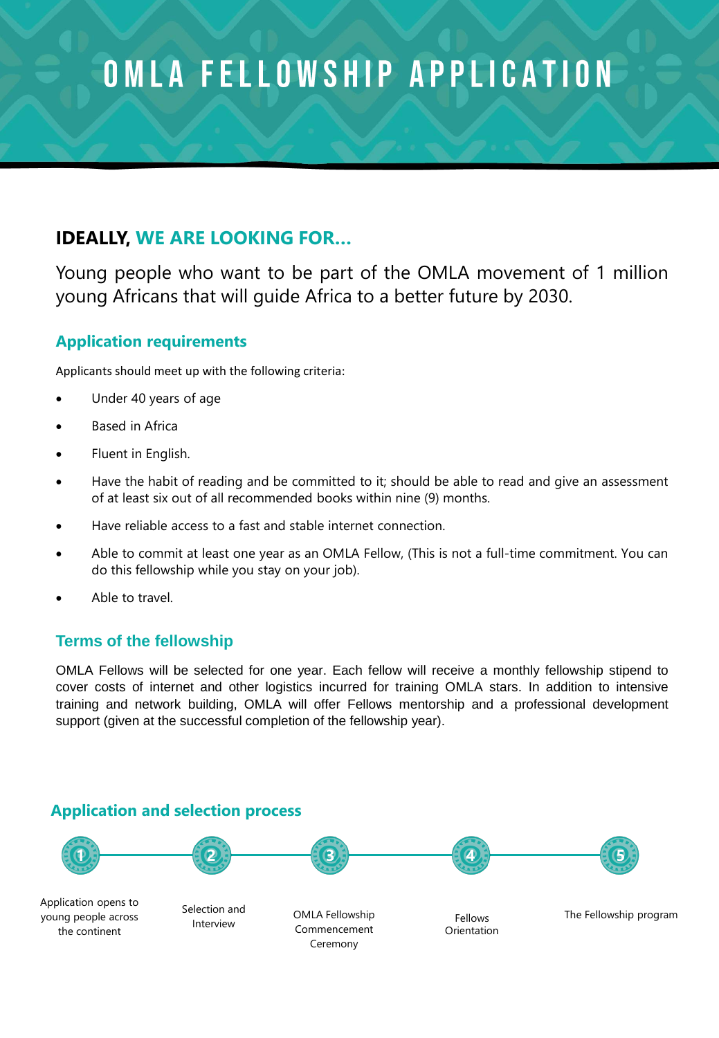# OMLA FELLOWSHIP APPLICATION

## IDEALLY, WE ARE LOOKING FOR...

Young people who want to be part of the OMLA movement of 1 million young Africans that will guide Africa to a better future by 2030.

### Application requirements

Applicants should meet up with the following criteria:

- Under 40 years of age
- Based in Africa
- Fluent in English.
- Have the habit of reading and be committed to it; should be able to read and give an assessment of at least six out of all recommended books within nine (9) months.
- Have reliable access to a fast and stable internet connection.
- Able to commit at least one year as an OMLA Fellow, (This is not a full-time commitment. You can do this fellowship while you stay on your job).
- Able to travel.

### Terms of the fellowship

OMLA Fellows will be selected for one year. Each fellow will receive a monthly fellowship stipend to cover costs of internet and other logistics incurred for training OMLA stars. In addition to intensive training and network building, OMLA will offer Fellows mentorship and a professional development support (given at the successful completion of the fellowship year).

### Application and selection process

1. Application opens to young people across the continent
2. Selection and Interview
3. OMLA Fellowship Commencement Ceremony
4. Fellows Orientation
5. The Fellowship program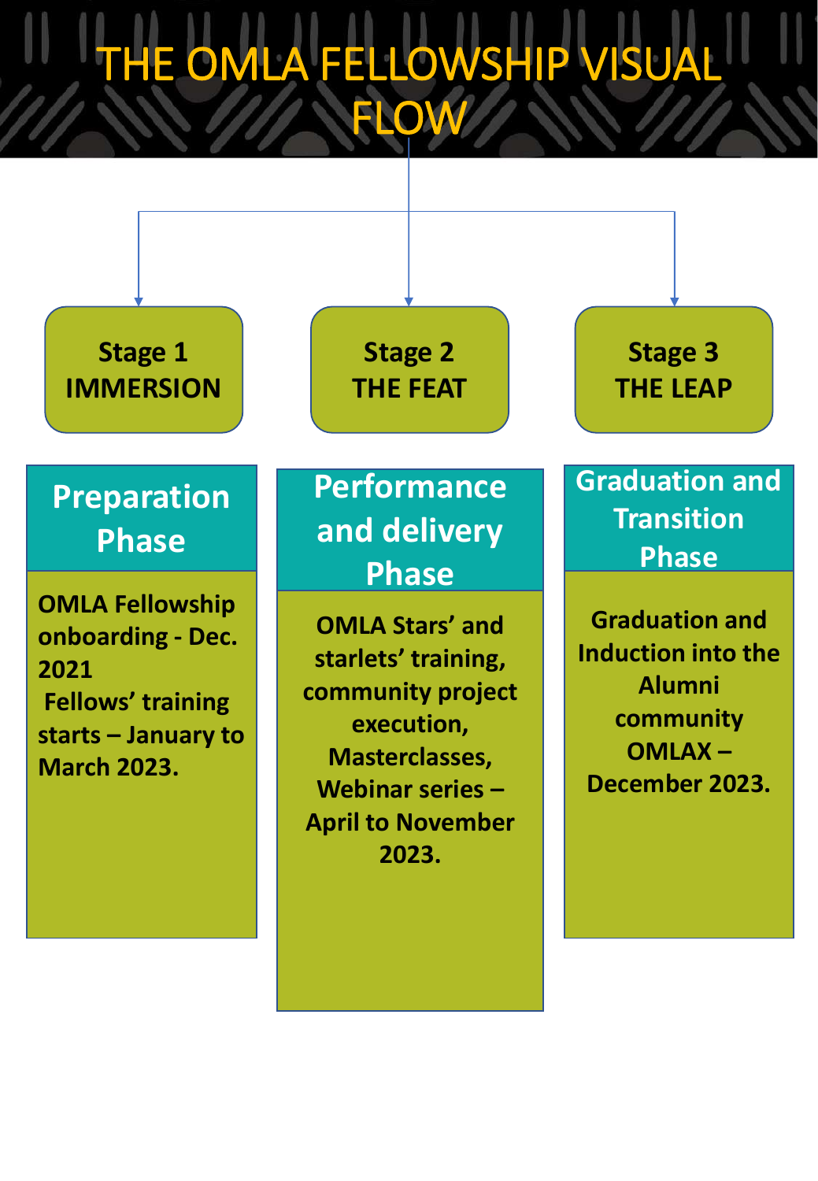# THE OMLA FELLOWSHIP VISUAL FLOW

## Stage 1 IMMERSION

### Preparation Phase

OMLA Fellowship onboarding - Dec. 2021

Fellows' training starts – January to March 2023.

## Stage 2 THE FEAT

### Performance and delivery Phase

OMLA Stars' and starlets' training, community project execution, Masterclasses, Webinar series – April to November 2023.

## Stage 3 THE LEAP

### Graduation and Transition Phase

Graduation and Induction into the Alumni community OMLAX – December 2023.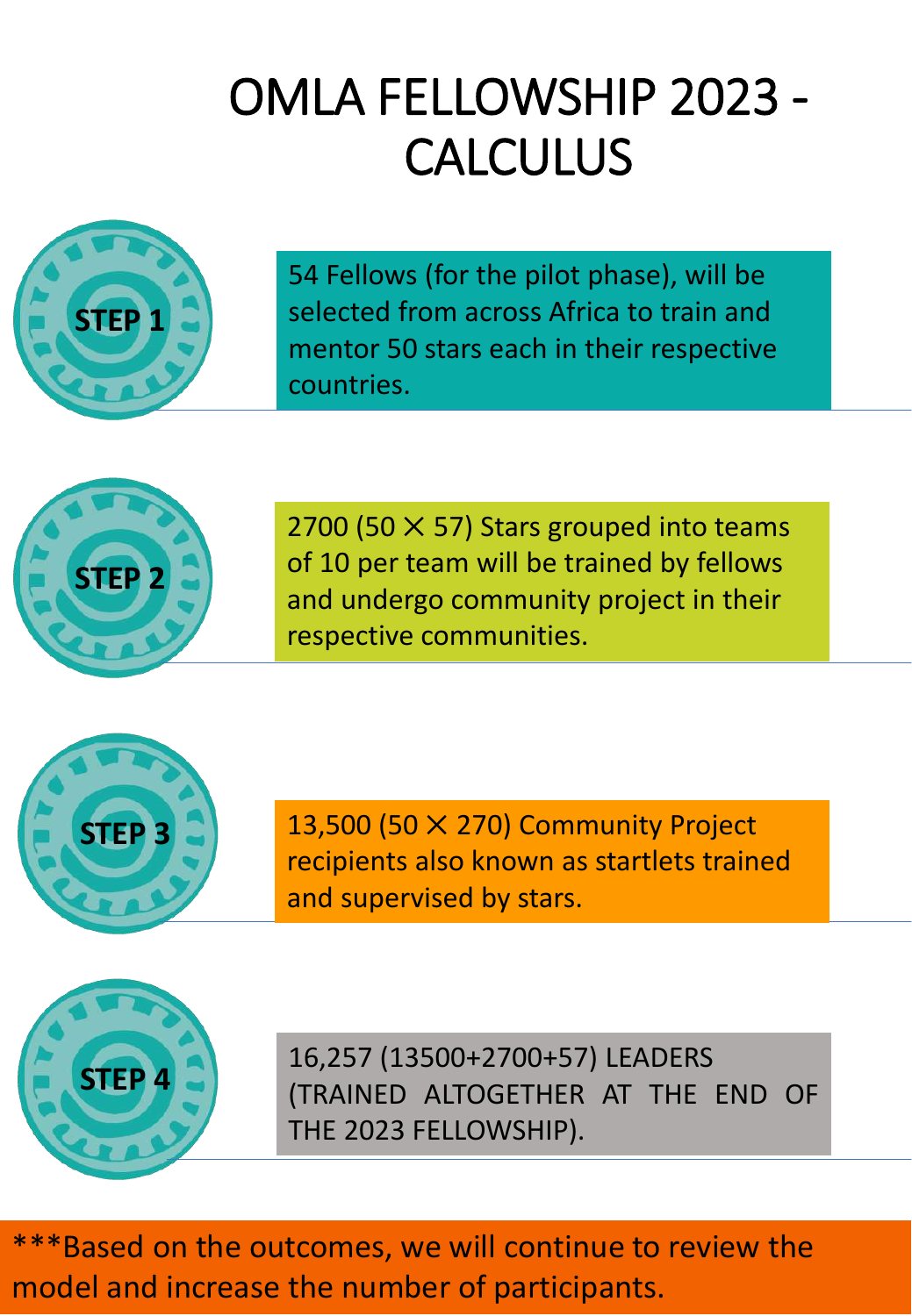# OMLA FELLOWSHIP 2023 - CALCULUS

**STEP 1**

54 Fellows (for the pilot phase), will be selected from across Africa to train and mentor 50 stars each in their respective countries.

**STEP 2**

2700 (50 ✕ 57) Stars grouped into teams of 10 per team will be trained by fellows and undergo community project in their respective communities.

**STEP 3**

13,500 (50 ✕ 270) Community Project recipients also known as startlets trained and supervised by stars.

**STEP 4**

16,257 (13500+2700+57) LEADERS (TRAINED ALTOGETHER AT THE END OF THE 2023 FELLOWSHIP).

***Based on the outcomes, we will continue to review the model and increase the number of participants.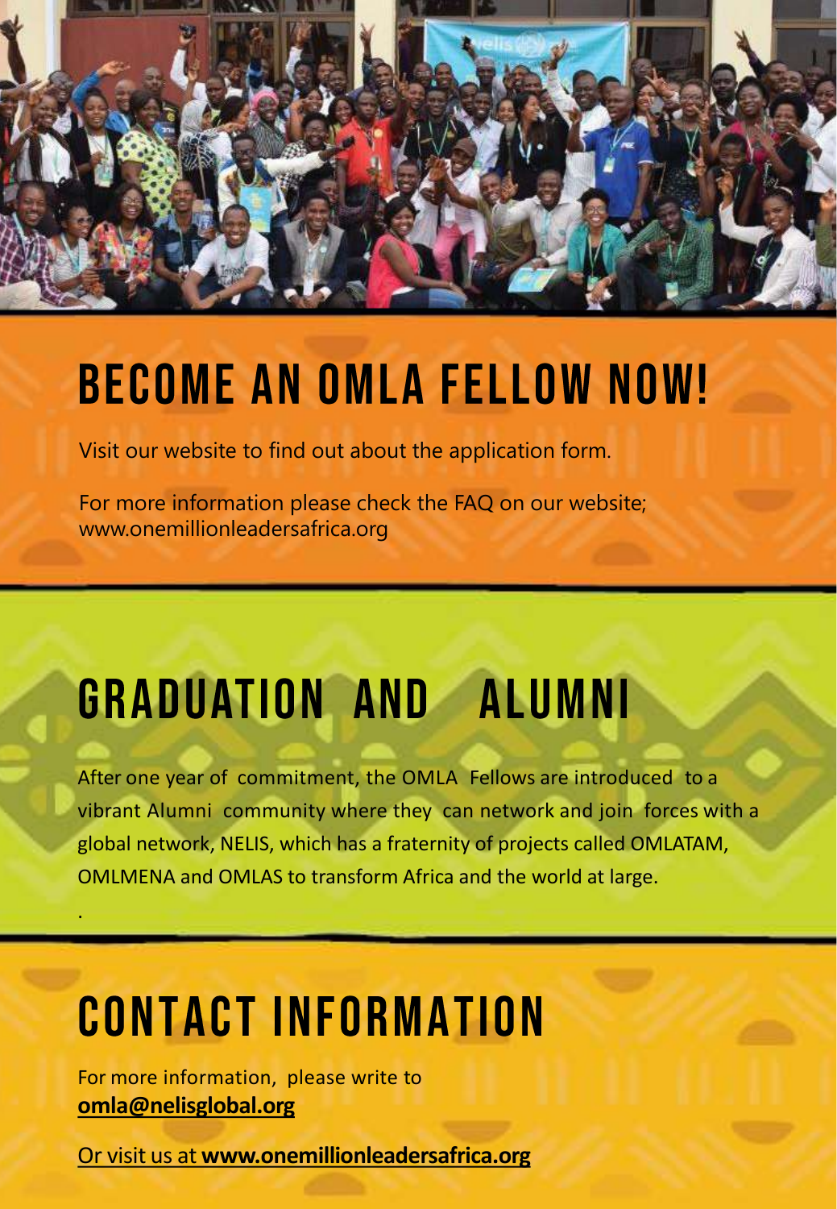# BECOME AN OMLA FELLOW NOW!

Visit our website to find out about the application form.

For more information please check the FAQ on our website; www.onemillionleadersafrica.org

# GRADUATION AND ALUMNI

After one year of commitment, the OMLA Fellows are introduced to a vibrant Alumni community where they can network and join forces with a global network, NELIS, which has a fraternity of projects called OMLATAM, OMLMENA and OMLAS to transform Africa and the world at large.

.

# CONTACT INFORMATION

For more information, please write to **omla@nelisglobal.org**

Or visit us at **www.onemillionleadersafrica.org**